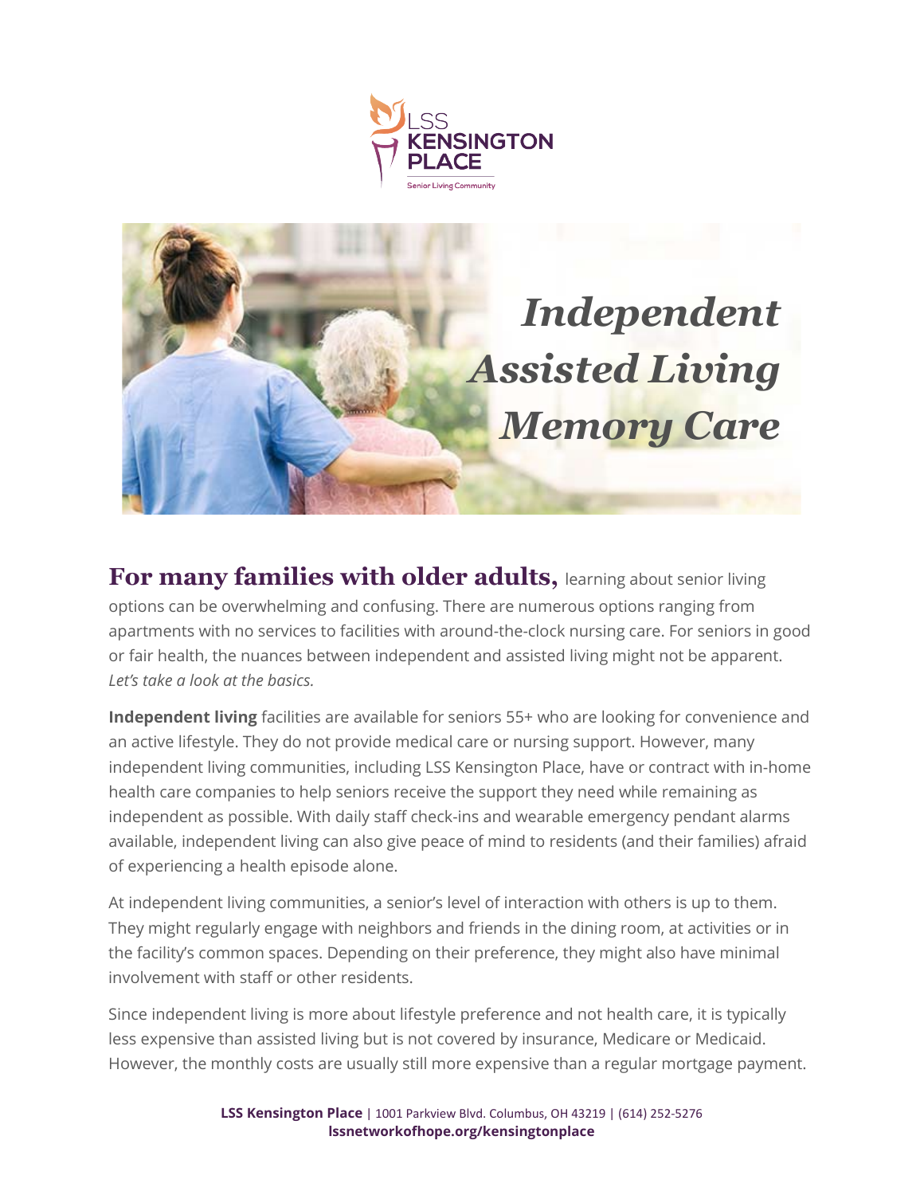LSS KENSINGTON PLACE

Senior Living Community

# *Independent Assisted Living Memory Care*

**For many families with older adults,** learning about senior living options can be overwhelming and confusing. There are numerous options ranging from apartments with no services to facilities with around-the-clock nursing care. For seniors in good or fair health, the nuances between independent and assisted living might not be apparent. *Let's take a look at the basics.*

**Independent living** facilities are available for seniors 55+ who are looking for convenience and an active lifestyle. They do not provide medical care or nursing support. However, many independent living communities, including LSS Kensington Place, have or contract with in-home health care companies to help seniors receive the support they need while remaining as independent as possible. With daily staff check-ins and wearable emergency pendant alarms available, independent living can also give peace of mind to residents (and their families) afraid of experiencing a health episode alone.

At independent living communities, a senior's level of interaction with others is up to them. They might regularly engage with neighbors and friends in the dining room, at activities or in the facility's common spaces. Depending on their preference, they might also have minimal involvement with staff or other residents.

Since independent living is more about lifestyle preference and not health care, it is typically less expensive than assisted living but is not covered by insurance, Medicare or Medicaid. However, the monthly costs are usually still more expensive than a regular mortgage payment.

**LSS Kensington Place** | 1001 Parkview Blvd. Columbus, OH 43219 | (614) 252-5276
**lssnetworkofhope.org/kensingtonplace**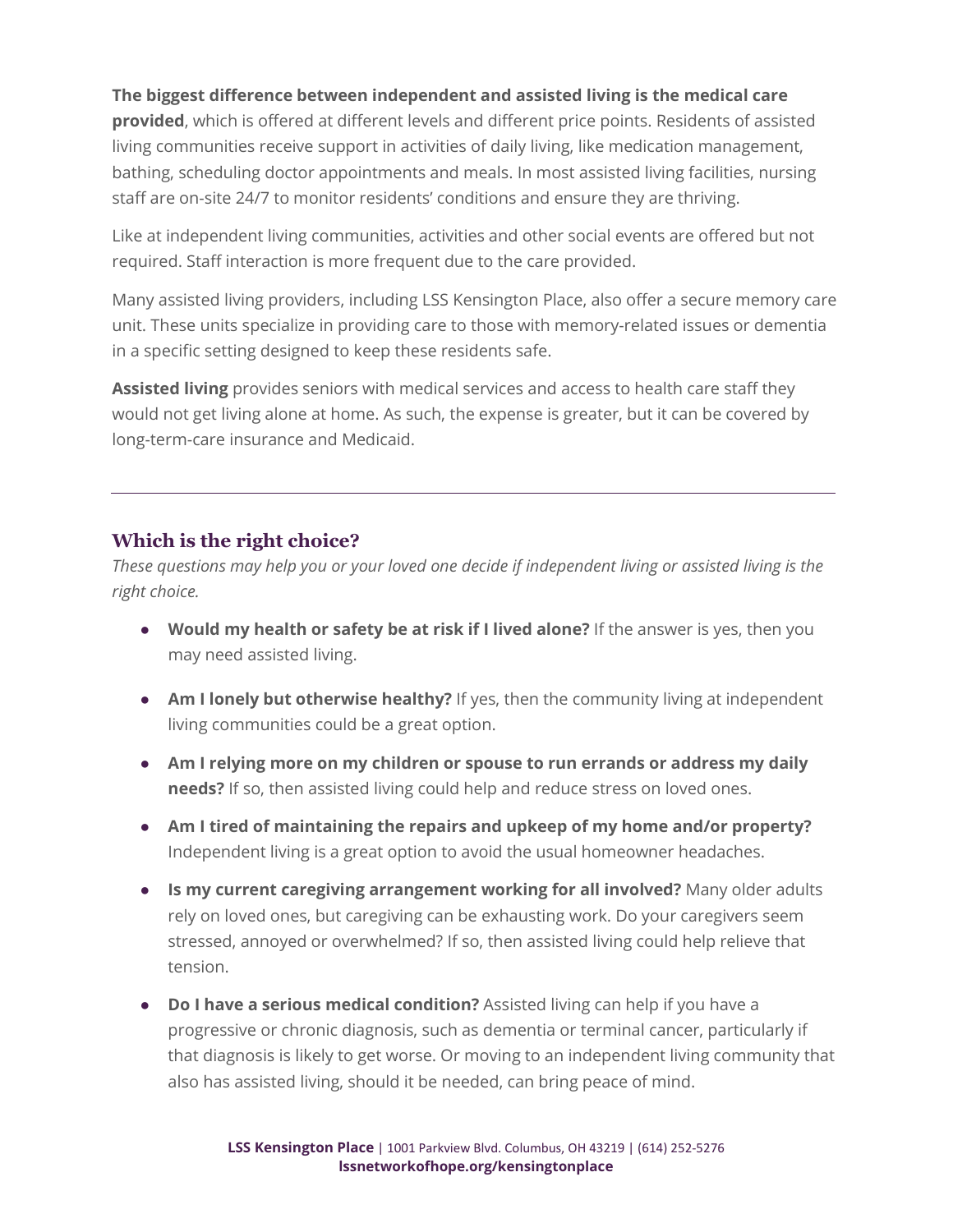**The biggest difference between independent and assisted living is the medical care provided**, which is offered at different levels and different price points. Residents of assisted living communities receive support in activities of daily living, like medication management, bathing, scheduling doctor appointments and meals. In most assisted living facilities, nursing staff are on-site 24/7 to monitor residents' conditions and ensure they are thriving.

Like at independent living communities, activities and other social events are offered but not required. Staff interaction is more frequent due to the care provided.

Many assisted living providers, including LSS Kensington Place, also offer a secure memory care unit. These units specialize in providing care to those with memory-related issues or dementia in a specific setting designed to keep these residents safe.

**Assisted living** provides seniors with medical services and access to health care staff they would not get living alone at home. As such, the expense is greater, but it can be covered by long-term-care insurance and Medicaid.

---

## Which is the right choice?

*These questions may help you or your loved one decide if independent living or assisted living is the right choice.*

- **Would my health or safety be at risk if I lived alone?** If the answer is yes, then you may need assisted living.
- **Am I lonely but otherwise healthy?** If yes, then the community living at independent living communities could be a great option.
- **Am I relying more on my children or spouse to run errands or address my daily needs?** If so, then assisted living could help and reduce stress on loved ones.
- **Am I tired of maintaining the repairs and upkeep of my home and/or property?** Independent living is a great option to avoid the usual homeowner headaches.
- **Is my current caregiving arrangement working for all involved?** Many older adults rely on loved ones, but caregiving can be exhausting work. Do your caregivers seem stressed, annoyed or overwhelmed? If so, then assisted living could help relieve that tension.
- **Do I have a serious medical condition?** Assisted living can help if you have a progressive or chronic diagnosis, such as dementia or terminal cancer, particularly if that diagnosis is likely to get worse. Or moving to an independent living community that also has assisted living, should it be needed, can bring peace of mind.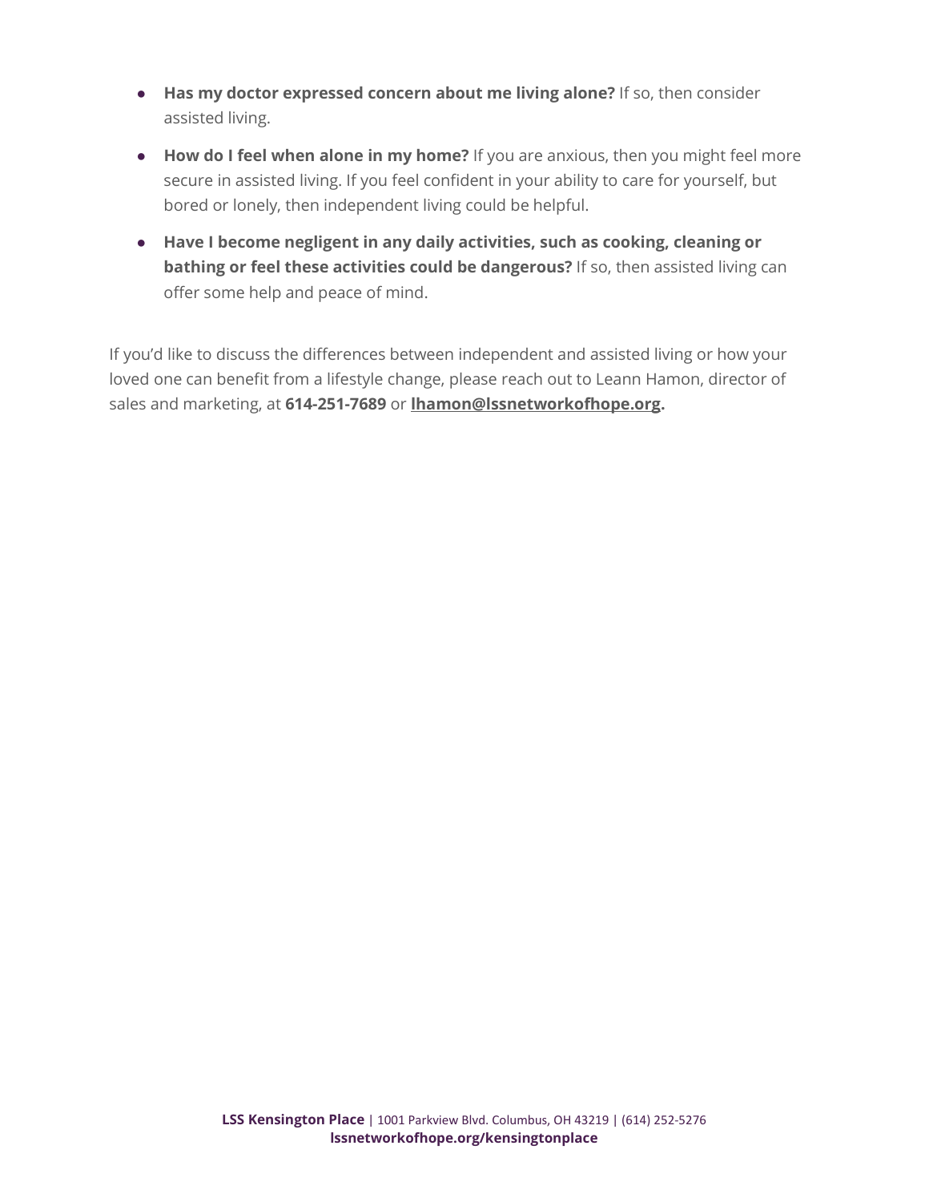- **Has my doctor expressed concern about me living alone?** If so, then consider assisted living.
- **How do I feel when alone in my home?** If you are anxious, then you might feel more secure in assisted living. If you feel confident in your ability to care for yourself, but bored or lonely, then independent living could be helpful.
- **Have I become negligent in any daily activities, such as cooking, cleaning or bathing or feel these activities could be dangerous?** If so, then assisted living can offer some help and peace of mind.

If you'd like to discuss the differences between independent and assisted living or how your loved one can benefit from a lifestyle change, please reach out to Leann Hamon, director of sales and marketing, at **614-251-7689** or **lhamon@lssnetworkofhope.org.**